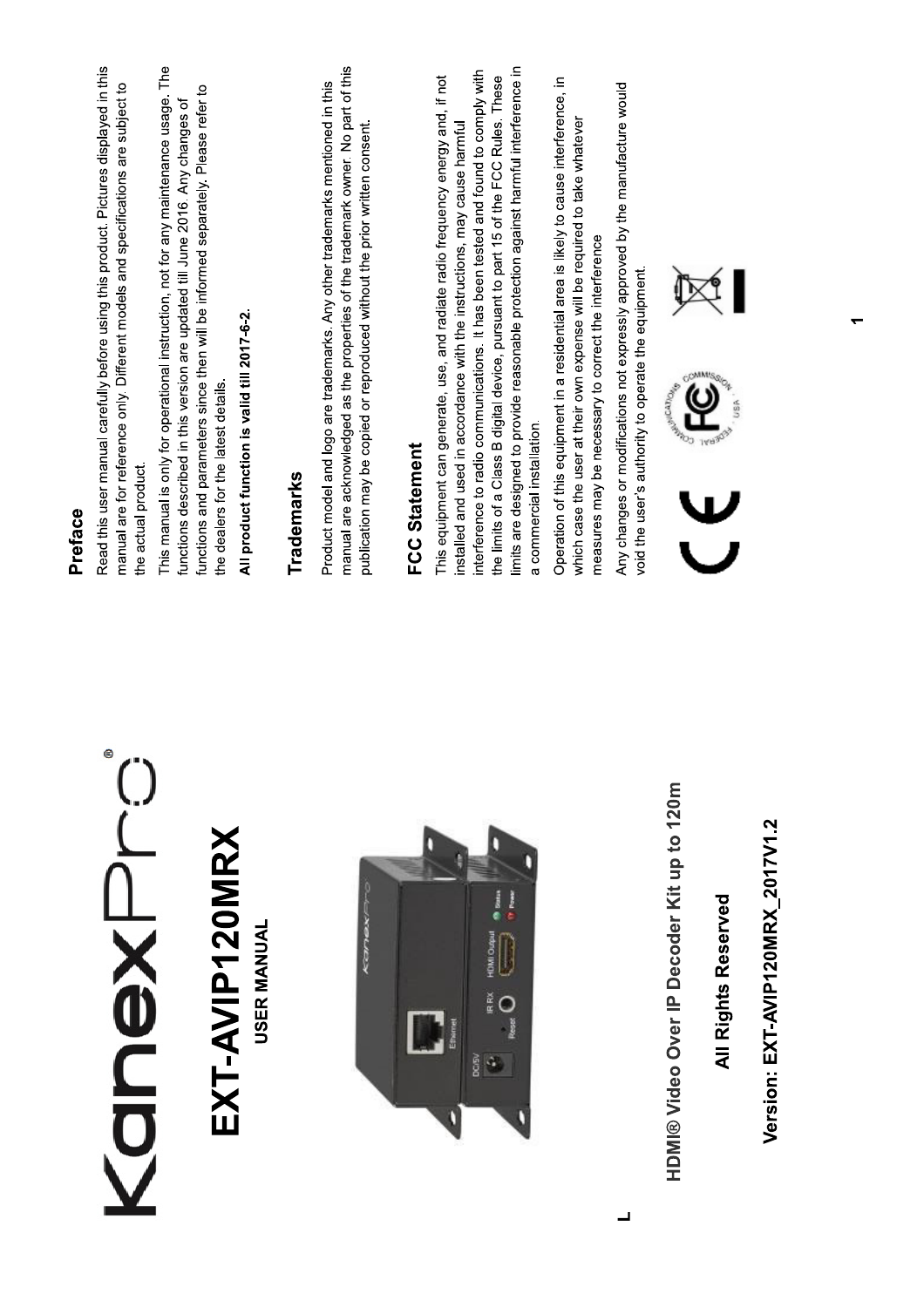KanexPro®

# EXT-AVIP120MRX

**USER MANUAL**

**HDMI® Video Over IP Decoder Kit up to 120m**

**All Rights Reserved**

**Version: EXT-AVIP120MRX_2017V1.2**

## Preface

Read this user manual carefully before using this product. Pictures displayed in this manual are for reference only. Different models and specifications are subject to the actual product.

This manual is only for operational instruction, not for any maintenance usage. The functions described in this version are updated till June 2016. Any changes of functions and parameters since then will be informed separately. Please refer to the dealers for the latest details.

**All product function is valid till 2017-6-2.**

## Trademarks

Product model and logo are trademarks. Any other trademarks mentioned in this manual are acknowledged as the properties of the trademark owner. No part of this publication may be copied or reproduced without the prior written consent.

## FCC Statement

This equipment can generate, use, and radiate radio frequency energy and, if not installed and used in accordance with the instructions, may cause harmful interference to radio communications. It has been tested and found to comply with the limits of a Class B digital device, pursuant to part 15 of the FCC Rules. These limits are designed to provide reasonable protection against harmful interference in a commercial installation.

Operation of this equipment in a residential area is likely to cause interference, in which case the user at their own expense will be required to take whatever measures may be necessary to correct the interference

Any changes or modifications not expressly approved by the manufacture would void the user's authority to operate the equipment.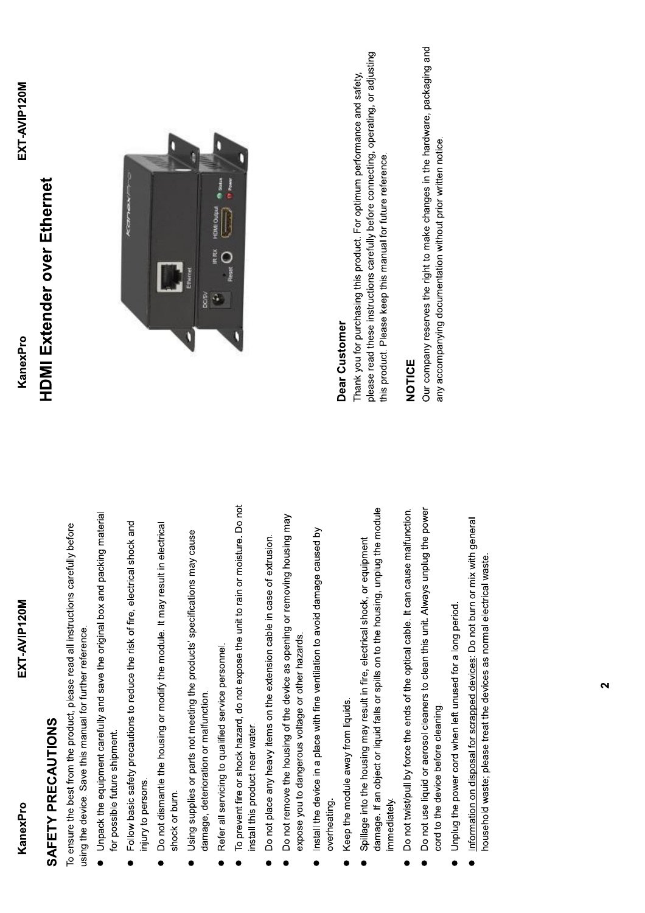## SAFETY PRECAUTIONS

To ensure the best from the product, please read all instructions carefully before using the device. Save this manual for further reference.

- Unpack the equipment carefully and save the original box and packing material for possible future shipment.
- Follow basic safety precautions to reduce the risk of fire, electrical shock and injury to persons.
- Do not dismantle the housing or modify the module. It may result in electrical shock or burn.
- Using supplies or parts not meeting the products' specifications may cause damage, deterioration or malfunction.
- Refer all servicing to qualified service personnel.
- To prevent fire or shock hazard, do not expose the unit to rain or moisture. Do not install this product near water.
- Do not place any heavy items on the extension cable in case of extrusion.
- Do not remove the housing of the device as opening or removing housing may expose you to dangerous voltage or other hazards.
- Install the device in a place with fine ventilation to avoid damage caused by overheating.
- Keep the module away from liquids.
- Spillage into the housing may result in fire, electrical shock, or equipment damage. If an object or liquid falls or spills on to the housing, unplug the module immediately.
- Do not twist/pull by force the ends of the optical cable. It can cause malfunction.
- Do not use liquid or aerosol cleaners to clean this unit. Always unplug the power cord to the device before cleaning.
- Unplug the power cord when left unused for a long period.
- Information on disposal for scrapped devices: Do not burn or mix with general household waste; please treat the devices as normal electrical waste.

# HDMI Extender over Ethernet

### Dear Customer

Thank you for purchasing this product. For optimum performance and safety, please read these instructions carefully before connecting, operating, or adjusting this product. Please keep this manual for future reference.

### NOTICE

Our company reserves the right to make changes in the hardware, packaging and any accompanying documentation without prior written notice.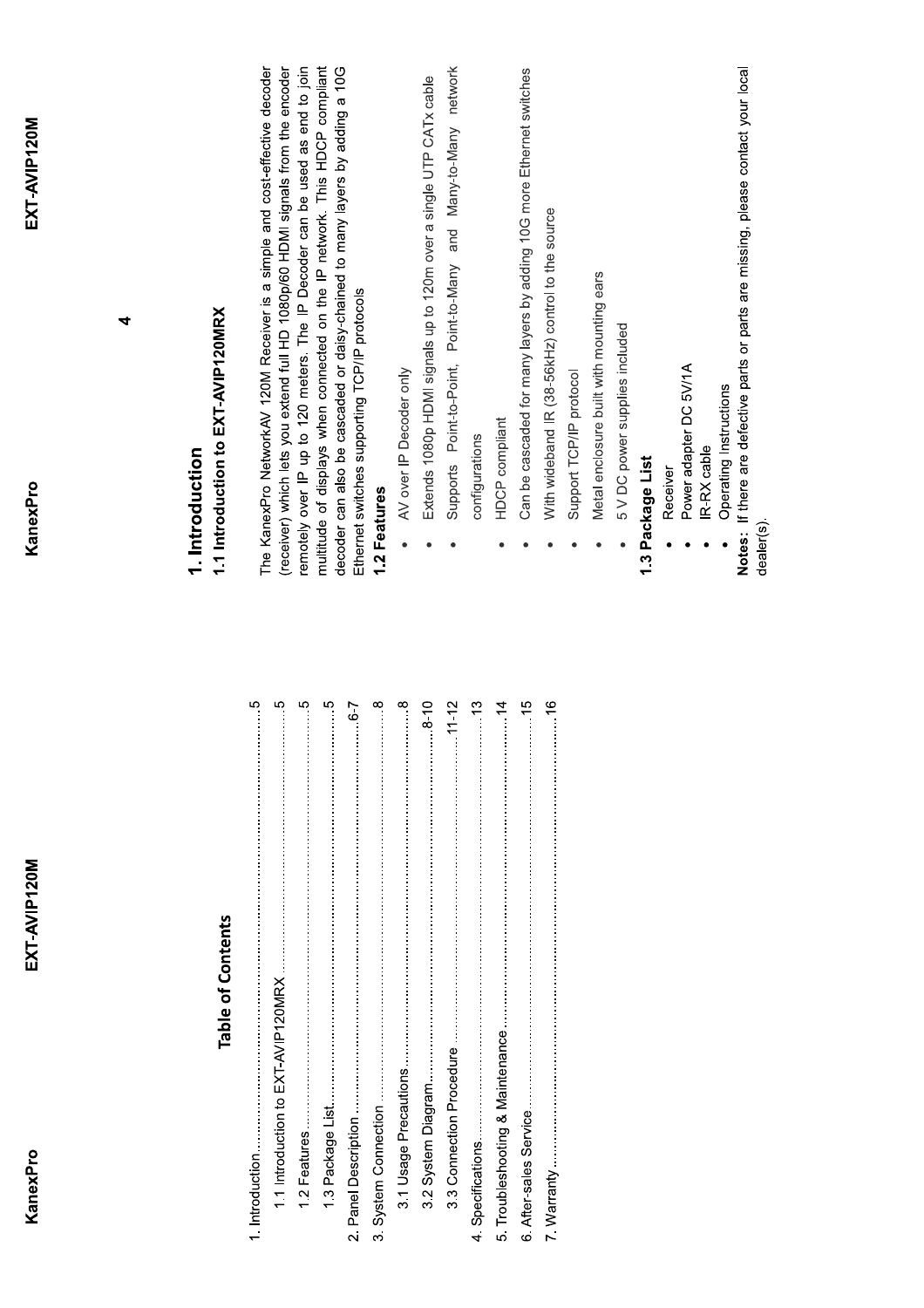## Table of Contents

1. Introduction............................................................................................5
    1.1 Introduction to EXT-AVIP120MRX ..........................................................5
    1.2 Features....................................................................................................5
    1.3 Package List...............................................................................................5
2. Panel Description .....................................................................................6-7
3. System Connection ..........................................................................................8
    3.1 Usage Precautions......................................................................................8
    3.2 System Diagram.......................................................................................8-10
    3.3 Connection Procedure ............................................................................11-12
4. Specifications.....................................................................................................13
5. Troubleshooting & Maintenance.......................................................................14
6. After-sales Service ...........................................................................................15
7. Warranty ...........................................................................................................16

# 1. Introduction

## 1.1 Introduction to EXT-AVIP120MRX

The KanexPro NetworkAV 120M Receiver is a simple and cost-effective decoder (receiver) which lets you extend full HD 1080p/60 HDMI signals from the encoder remotely over IP up to 120 meters. The IP Decoder can be used as end to join multitude of displays when connected on the IP network. This HDCP compliant decoder can also be cascaded or daisy-chained to many layers by adding a 10G Ethernet switches supporting TCP/IP protocols

## 1.2 Features

- AV over IP Decoder only
- Extends 1080p HDMI signals up to 120m over a single UTP CATx cable
- Supports Point-to-Point, Point-to-Many and Many-to-Many network configurations
- HDCP compliant
- Can be cascaded for many layers by adding 10G more Ethernet switches
- With wideband IR (38-56kHz) control to the source
- Support TCP/IP protocol
- Metal enclosure built with mounting ears
- 5 V DC power supplies included

## 1.3 Package List

- Receiver
- Power adapter DC 5V/1A
- IR-RX cable
- Operating Instructions

**Notes:** If there are defective parts or parts are missing, please contact your local dealer(s).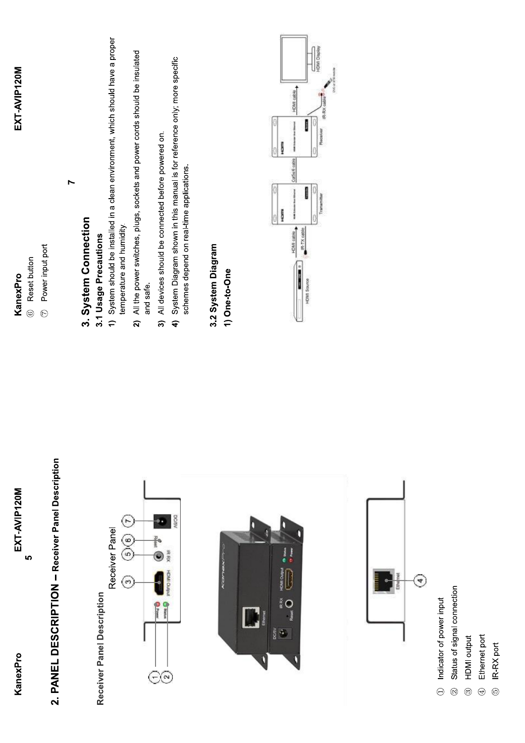## 2. PANEL DESCRIPTION – Receiver Panel Description

### Receiver Panel Description

Receiver Panel

① Indicator of power input
② Status of signal connection
③ HDMI output
④ Ethernet port
⑤ IR-RX port
⑥ Reset button
⑦ Power input port

# 3. System Connection

## 3.1 Usage Precautions

1) System should be installed in a clean environment, which should have a proper temperature and humidity.
2) All the power switches, plugs, sockets and power cords should be insulated and safe.
3) All devices should be connected before powered on.
4) System Diagram shown in this manual is for reference only; more specific schemes depend on real-time applications.

## 3.2 System Diagram

### 1) One-to-One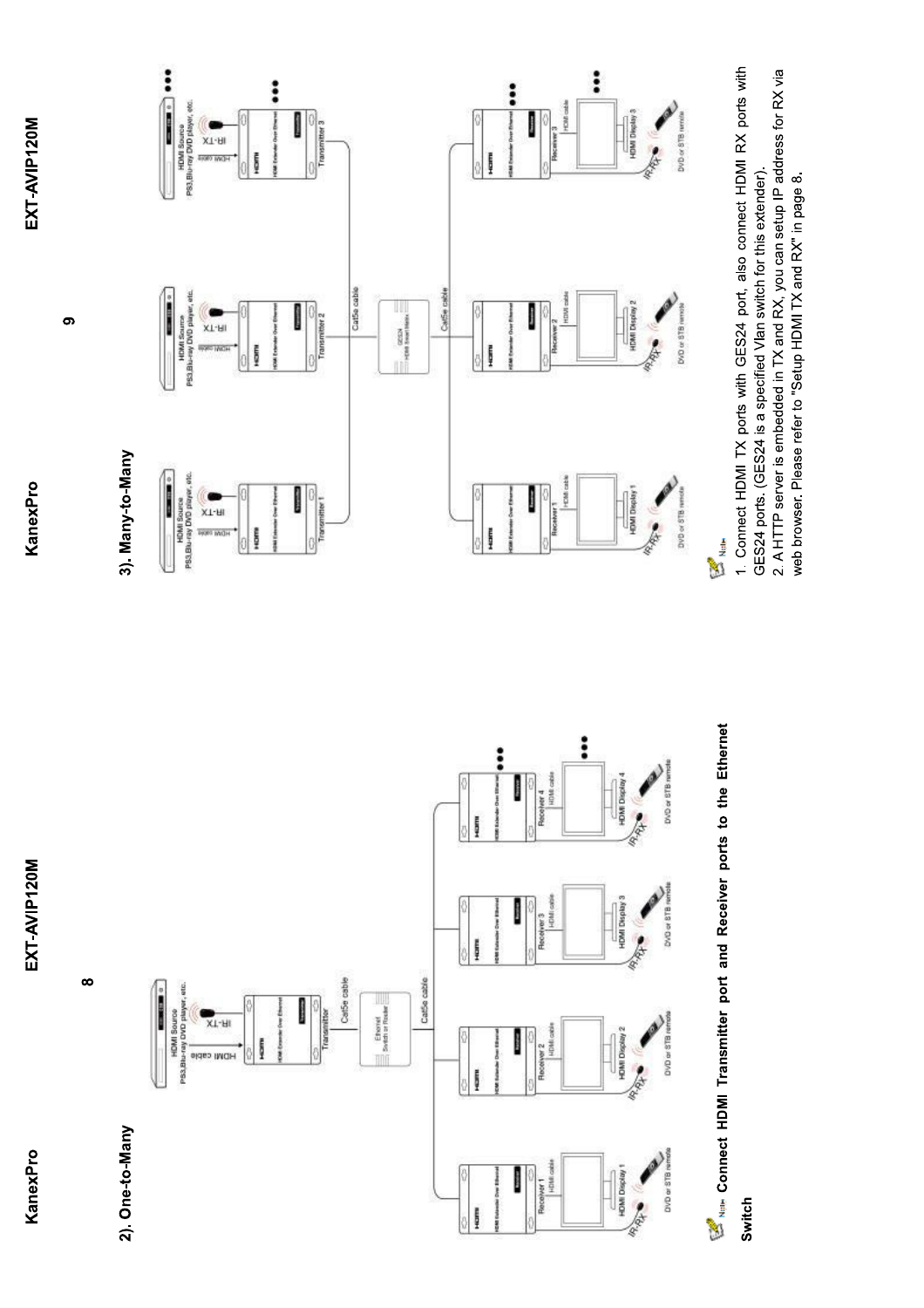## 2). One-to-Many

**Note: Connect HDMI Transmitter port and Receiver ports to the Ethernet Switch**

## 3). Many-to-Many

Note:

1. Connect HDMI TX ports with GES24 port, also connect HDMI RX ports with GES24 ports. (GES24 is a specified Vlan switch for this extender).
2. A HTTP server is embedded in TX and RX, you can setup IP address for RX via web browser. Please refer to "Setup HDMI TX and RX" in page 8.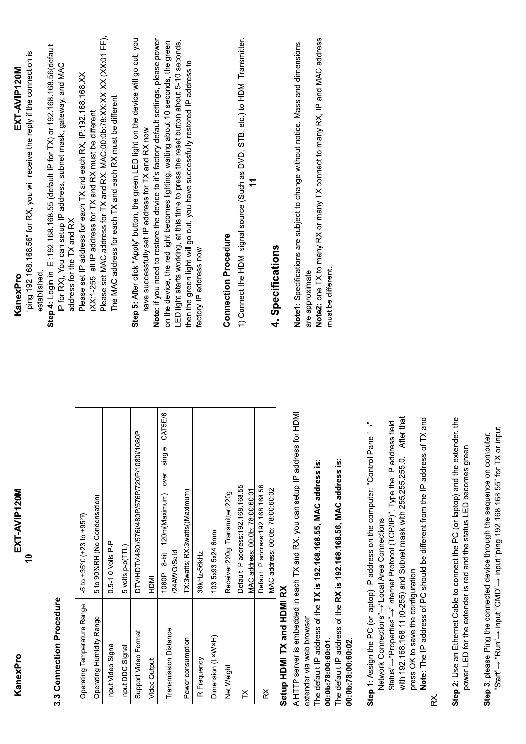## 3.3 Connection Procedure

| Operating Temperature Range | -5 to +35℃ (+23 to +95℉) |
|---|---|
| Operating Humidity Range | 5 to 90%RH (No Condensation) |
| Input Video Signal | 0.5-1.0 Volts P-P |
| Input DDC Signal | 5 volts p-p(TTL) |
| Support Video Format | DTV/HDTV:480i/576i/480P/576P/720P/1080i/1080P |
| Video Output | HDMI |
| Transmission Distance | 1080P 8-bit 120m(Maximum) over single CAT5E/6 /24AWG/Solid |
| Power consumption | TX:3watts; RX:3watts((Maximum) |
| IR Frequency | 38kHz-56kHz |
| Dimension (L×W×H) | 103.5x93.5x24.6mm |
| Net Weight | Receiver:220g, Transmitter:220g |
| TX | Default IP address:192.168.168.55<br>MAC address: 00:0b:78:00:60:01 |
| RX | Default IP address:192.168.168.56<br>MAC address: 00:0b:78:00:60:02 |

### Setup HDMI TX and HDMI RX

A HTTP server is embedded in each TX and RX. you can setup IP address for HDMI extender via web browser.

The default IP address of the **TX is 192.168.168.55, MAC address is: 00:0b:78:00:60:01.**

The default IP address of the **RX is 192.168.168.56, MAC address is: 00:0b:78:00:60:02.**

**Step 1:** Assign the PC (or laptop) IP address on the computer: "Control Panel"→" Network Connections"→"Local Area Connections Status"→"Properties"→"Internet Protocol (TCP/IP)", Type the IP address field with 192.168.168.11 (0-255) and Subnet mask with 255.255.255.0. After that press OK to save the configuration.

**Note:** The IP address of PC should be different from the IP address of TX and RX.

**Step 2:** Use an Ethernet Cable to connect the PC (or laptop) and the extender. the power LED for the extender is red and the status LED becomes green.

**Step 3:** please Ping the connected device through the sequence on computer: "Start"→ "Run"→ input "CMD"→ input "ping 192.168.168.55" for TX or input "ping 192.168.168.56" for RX, you will receive the reply if the connection is established.

**Step 4:** Login in IE :192.168.168.55 (default IP for TX) or 192.168.168.56(default IP for RX), You can setup IP address, subnet mask, gateway, and MAC address for the TX and RX.

Please set IP address for each TX and each RX, IP:192.168.168.XX (XX:1-255. all IP address for TX and RX must be different .

Please set MAC address for TX and RX, MAC:00:0b:78:XX:XX:XX (XX:01-FF), The MAC address for each TX and each RX must be different .

**Step 5:** After click "Apply" button, the green LED light on the device will go out, you have successfully set IP address for TX and RX now.

**Note:** if you need to restore the device to it's factory default settings, please power on the device, the red light becomes lighting, waiting about 10 seconds, the green LED light starts working, at this time to press the reset button about 5-10 seconds, then the green light will go out, you have successfully restored IP address to factory IP address now.

### Connection Procedure

1) Connect the HDMI signal source (Such as DVD, STB, etc.) to HDMI Transmitter.

## 4. Specifications

**Note1:** Specifications are subject to change without notice. Mass and dimensions are approximate.

**Note2:** one TX to many RX or many TX connect to many RX, IP and MAC address must be different.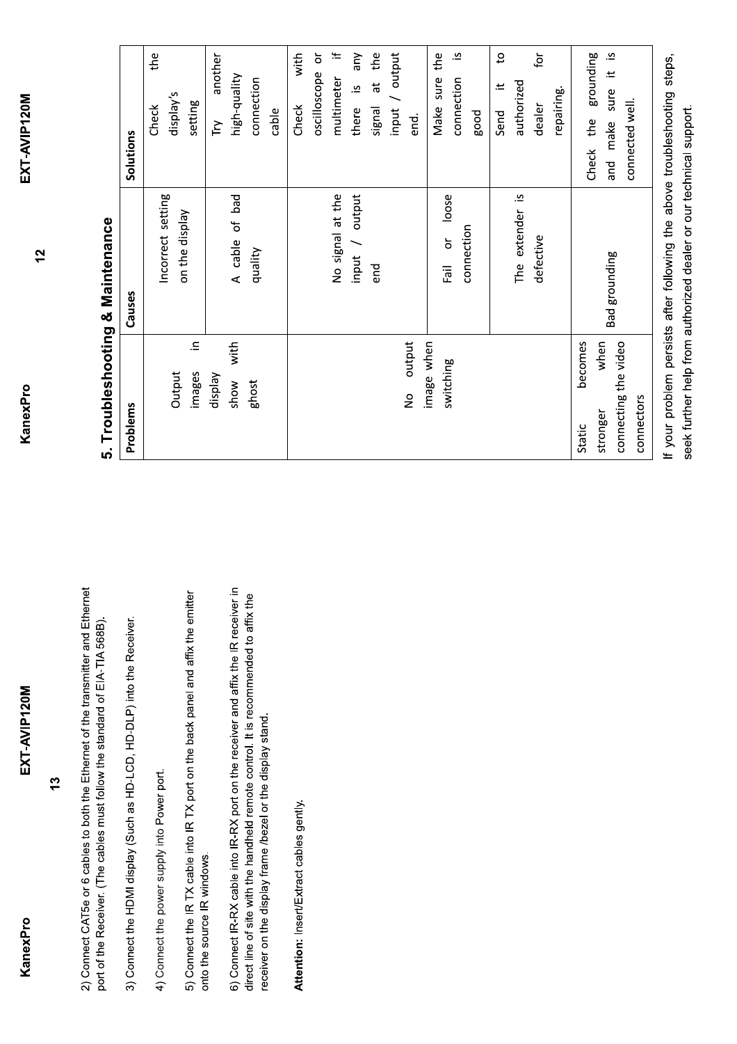2) Connect CAT5e or 6 cables to both the Ethernet of the transmitter and Ethernet port of the Receiver. (The cables must follow the standard of EIA-TIA 568B).

3) Connect the HDMI display (Such as HD-LCD, HD-DLP) into the Receiver.

4) Connect the power supply into Power port.

5) Connect the IR TX cable into IR TX port on the back panel and affix the emitter onto the source IR windows.

6) Connect IR-RX cable into IR-RX port on the receiver and affix the IR receiver in direct line of site with the handheld remote control. It is recommended to affix the receiver on the display frame /bezel or the display stand.

**Attention:** Insert/Extract cables gently.

## 5. Troubleshooting & Maintenance

| Problems | Causes | Solutions |
|---|---|---|
| Output images in display show with ghost | Incorrect setting on the display | Check the display's setting |
| | A cable of bad quality | Try another high-quality connection cable |
| No output image when switching | No signal at the input / output end | Check with oscilloscope or multimeter if there is any signal at the input / output end. |
| | Fail or loose connection | Make sure the connection is good |
| | The extender is defective | Send it to authorized dealer for repairing. |
| Static becomes stronger when connecting the video connectors | Bad grounding | Check the grounding and make sure it is connected well. |

If your problem persists after following the above troubleshooting steps, seek further help from authorized dealer or our technical support.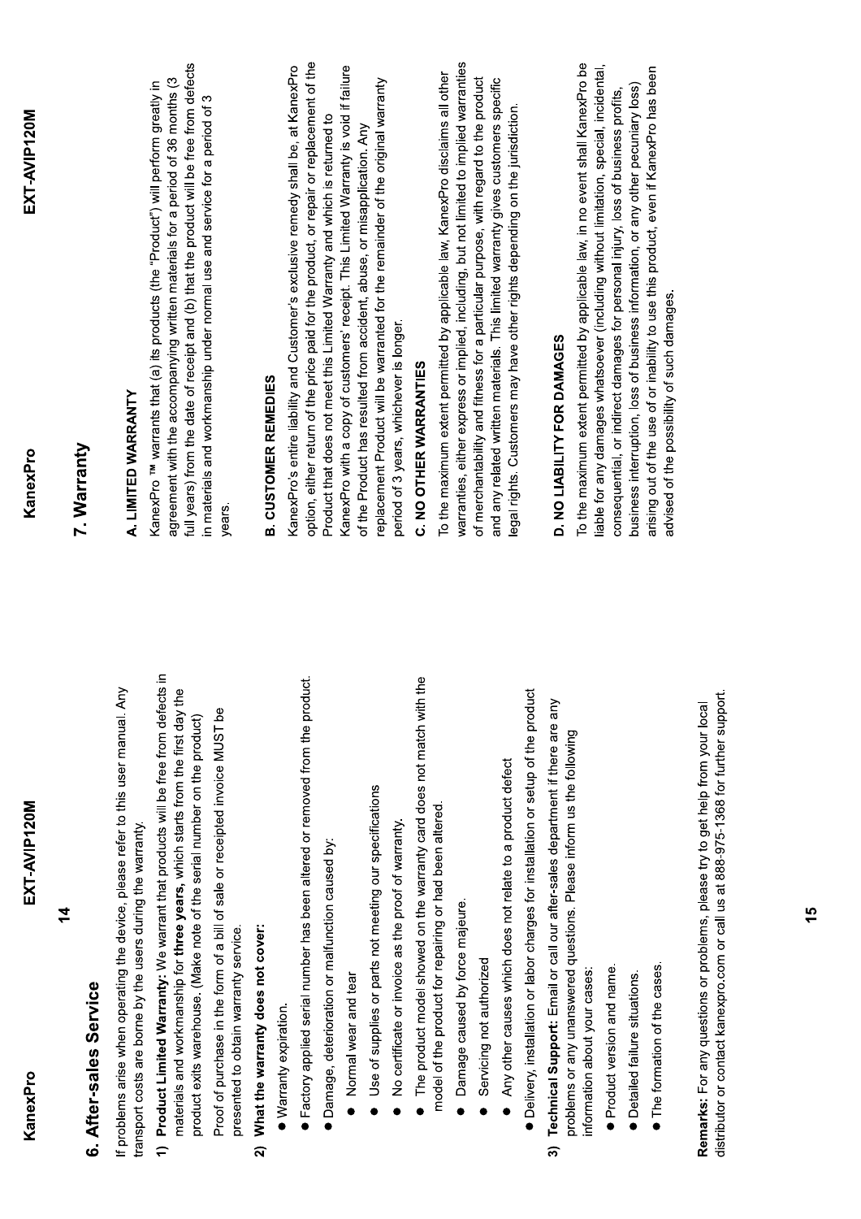## 6. After-sales Service

If problems arise when operating the device, please refer to this user manual. Any transport costs are borne by the users during the warranty.

1) **Product Limited Warranty:** We warrant that products will be free from defects in materials and workmanship for **three years,** which starts from the first day the product exits warehouse. (Make note of the serial number on the product)

   Proof of purchase in the form of a bill of sale or receipted invoice MUST be presented to obtain warranty service.

2) **What the warranty does not cover:**

- Warranty expiration.
- Factory applied serial number has been altered or removed from the product.
- Damage, deterioration or malfunction caused by:
  - Normal wear and tear
  - Use of supplies or parts not meeting our specifications
  - No certificate or invoice as the proof of warranty.
  - The product model showed on the warranty card does not match with the model of the product for repairing or had been altered.
  - Damage caused by force majeure.
  - Servicing not authorized
  - Any other causes which does not relate to a product defect
- Delivery, installation or labor charges for installation or setup of the product

3) **Technical Support:** Email or call our after-sales department if there are any problems or any unanswered questions. Please inform us the following information about your cases:

- Product version and name.
- Detailed failure situations.
- The formation of the cases.

**Remarks:** For any questions or problems, please try to get help from your local distributor or contact kanexpro.com or call us at 888-975-1368 for further support.

## 7. Warranty

**A. LIMITED WARRANTY**

KanexPro ™ warrants that (a) its products (the "Product") will perform greatly in agreement with the accompanying written materials for a period of 36 months (3 full years) from the date of receipt and (b) that the product will be free from defects in materials and workmanship under normal use and service for a period of 3 years.

**B. CUSTOMER REMEDIES**

KanexPro's entire liability and Customer's exclusive remedy shall be, at KanexPro option, either return of the price paid for the product, or repair or replacement of the Product that does not meet this Limited Warranty and which is returned to KanexPro with a copy of customers' receipt. This Limited Warranty is void if failure of the Product has resulted from accident, abuse, or misapplication. Any replacement Product will be warranted for the remainder of the original warranty period of 3 years, whichever is longer.

**C. NO OTHER WARRANTIES**

To the maximum extent permitted by applicable law, KanexPro disclaims all other warranties, either express or implied, including, but not limited to implied warranties of merchantability and fitness for a particular purpose, with regard to the product and any related written materials. This limited warranty gives customers specific legal rights. Customers may have other rights depending on the jurisdiction.

**D. NO LIABILITY FOR DAMAGES**

To the maximum extent permitted by applicable law, in no event shall KanexPro be liable for any damages whatsoever (including without limitation, special, incidental, consequential, or indirect damages for personal injury, loss of business profits, business interruption, loss of business information, or any other pecuniary loss) arising out of the use of or inability to use this product, even if KanexPro has been advised of the possibility of such damages.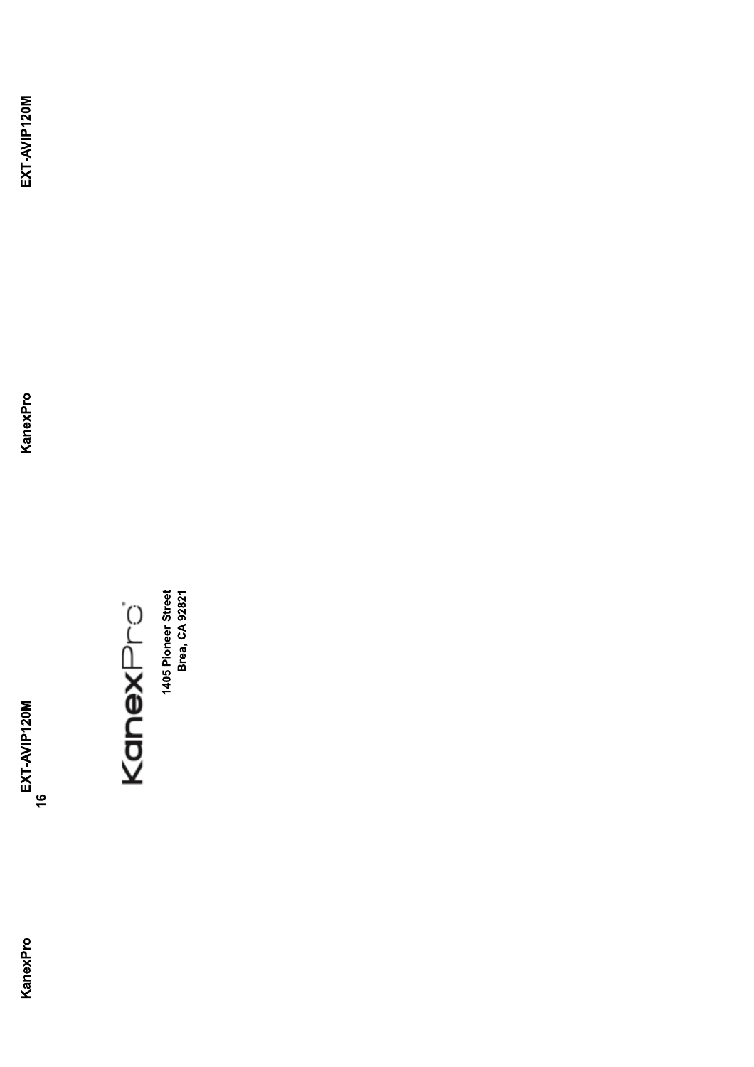KanexPro

1405 Pioneer Street
Brea, CA 92821